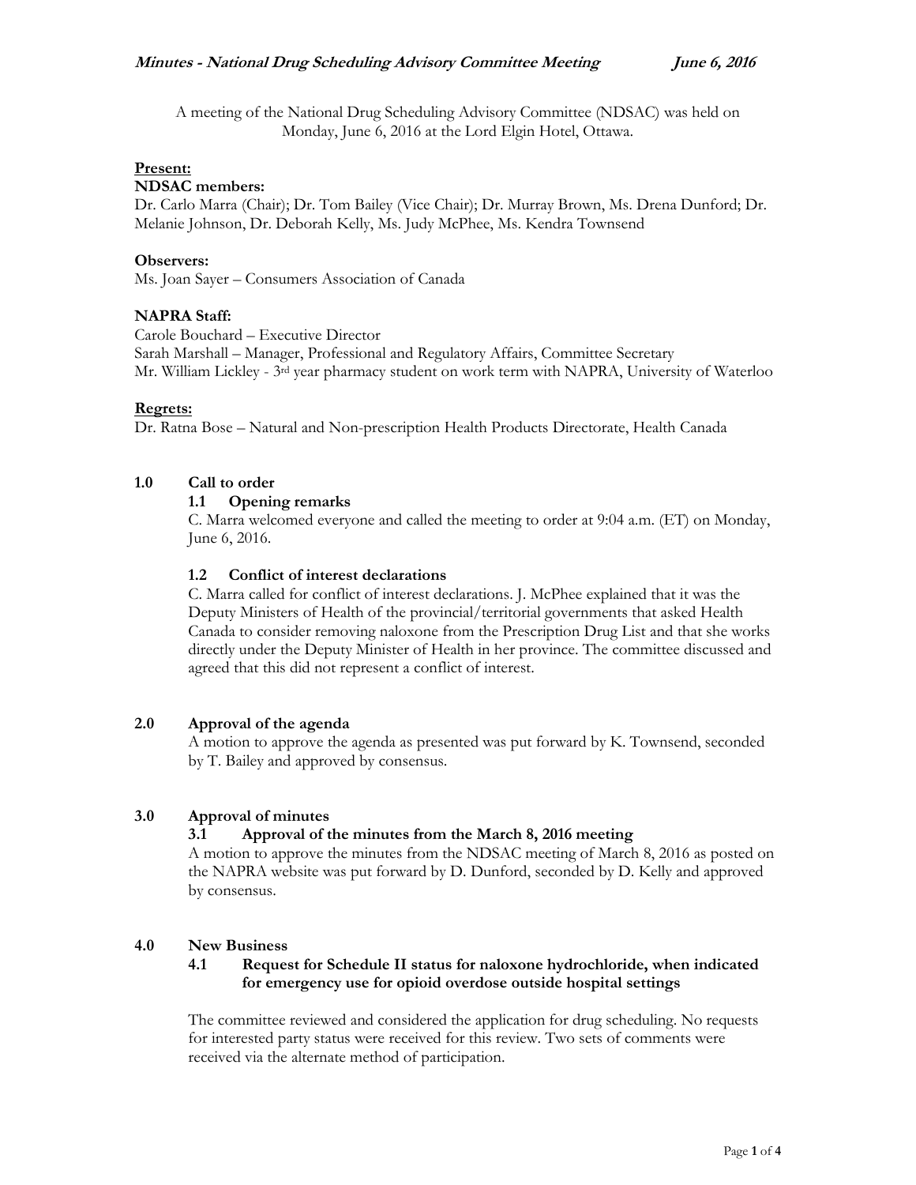A meeting of the National Drug Scheduling Advisory Committee (NDSAC) was held on Monday, June 6, 2016 at the Lord Elgin Hotel, Ottawa.

**Present:**

**NDSAC members:**

Dr. Carlo Marra (Chair); Dr. Tom Bailey (Vice Chair); Dr. Murray Brown, Ms. Drena Dunford; Dr. Melanie Johnson, Dr. Deborah Kelly, Ms. Judy McPhee, Ms. Kendra Townsend

**Observers:**

Ms. Joan Sayer – Consumers Association of Canada

**NAPRA Staff:**

Carole Bouchard – Executive Director
Sarah Marshall – Manager, Professional and Regulatory Affairs, Committee Secretary
Mr. William Lickley - 3rd year pharmacy student on work term with NAPRA, University of Waterloo

**Regrets:**

Dr. Ratna Bose – Natural and Non-prescription Health Products Directorate, Health Canada

## 1.0 Call to order

### 1.1 Opening remarks

C. Marra welcomed everyone and called the meeting to order at 9:04 a.m. (ET) on Monday, June 6, 2016.

### 1.2 Conflict of interest declarations

C. Marra called for conflict of interest declarations. J. McPhee explained that it was the Deputy Ministers of Health of the provincial/territorial governments that asked Health Canada to consider removing naloxone from the Prescription Drug List and that she works directly under the Deputy Minister of Health in her province. The committee discussed and agreed that this did not represent a conflict of interest.

## 2.0 Approval of the agenda

A motion to approve the agenda as presented was put forward by K. Townsend, seconded by T. Bailey and approved by consensus.

## 3.0 Approval of minutes

### 3.1 Approval of the minutes from the March 8, 2016 meeting

A motion to approve the minutes from the NDSAC meeting of March 8, 2016 as posted on the NAPRA website was put forward by D. Dunford, seconded by D. Kelly and approved by consensus.

## 4.0 New Business

### 4.1 Request for Schedule II status for naloxone hydrochloride, when indicated for emergency use for opioid overdose outside hospital settings

The committee reviewed and considered the application for drug scheduling. No requests for interested party status were received for this review. Two sets of comments were received via the alternate method of participation.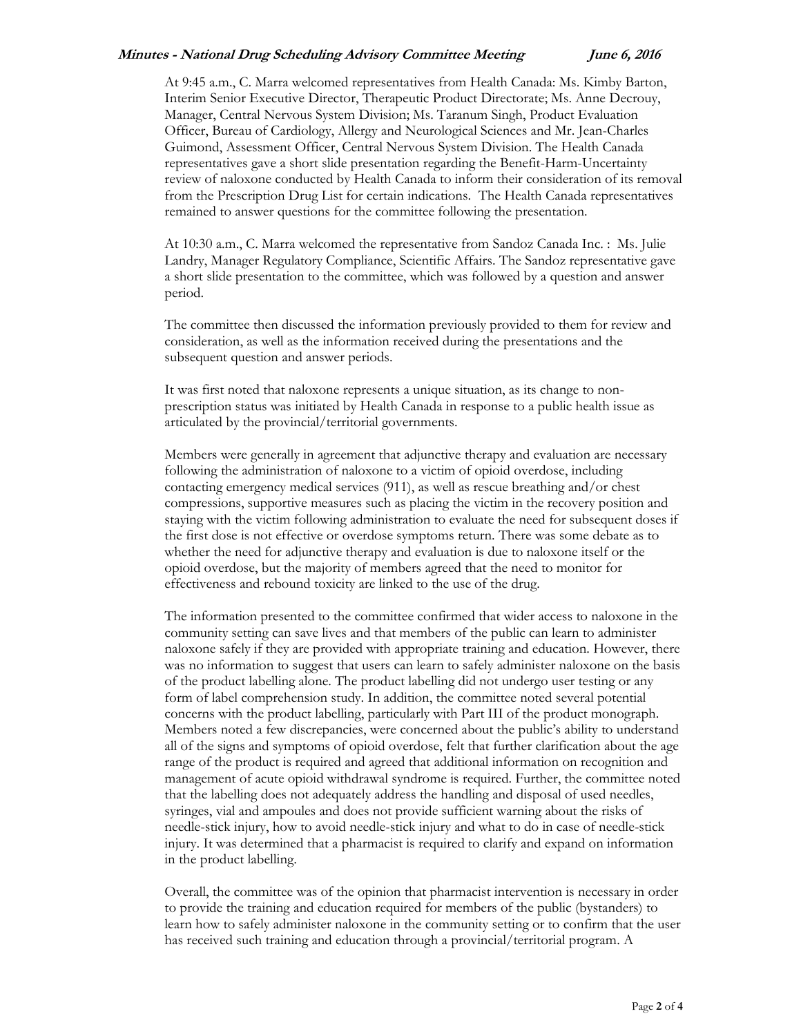At 9:45 a.m., C. Marra welcomed representatives from Health Canada: Ms. Kimby Barton, Interim Senior Executive Director, Therapeutic Product Directorate; Ms. Anne Decrouy, Manager, Central Nervous System Division; Ms. Taranum Singh, Product Evaluation Officer, Bureau of Cardiology, Allergy and Neurological Sciences and Mr. Jean-Charles Guimond, Assessment Officer, Central Nervous System Division. The Health Canada representatives gave a short slide presentation regarding the Benefit-Harm-Uncertainty review of naloxone conducted by Health Canada to inform their consideration of its removal from the Prescription Drug List for certain indications. The Health Canada representatives remained to answer questions for the committee following the presentation.

At 10:30 a.m., C. Marra welcomed the representative from Sandoz Canada Inc. : Ms. Julie Landry, Manager Regulatory Compliance, Scientific Affairs. The Sandoz representative gave a short slide presentation to the committee, which was followed by a question and answer period.

The committee then discussed the information previously provided to them for review and consideration, as well as the information received during the presentations and the subsequent question and answer periods.

It was first noted that naloxone represents a unique situation, as its change to non-prescription status was initiated by Health Canada in response to a public health issue as articulated by the provincial/territorial governments.

Members were generally in agreement that adjunctive therapy and evaluation are necessary following the administration of naloxone to a victim of opioid overdose, including contacting emergency medical services (911), as well as rescue breathing and/or chest compressions, supportive measures such as placing the victim in the recovery position and staying with the victim following administration to evaluate the need for subsequent doses if the first dose is not effective or overdose symptoms return. There was some debate as to whether the need for adjunctive therapy and evaluation is due to naloxone itself or the opioid overdose, but the majority of members agreed that the need to monitor for effectiveness and rebound toxicity are linked to the use of the drug.

The information presented to the committee confirmed that wider access to naloxone in the community setting can save lives and that members of the public can learn to administer naloxone safely if they are provided with appropriate training and education. However, there was no information to suggest that users can learn to safely administer naloxone on the basis of the product labelling alone. The product labelling did not undergo user testing or any form of label comprehension study. In addition, the committee noted several potential concerns with the product labelling, particularly with Part III of the product monograph. Members noted a few discrepancies, were concerned about the public's ability to understand all of the signs and symptoms of opioid overdose, felt that further clarification about the age range of the product is required and agreed that additional information on recognition and management of acute opioid withdrawal syndrome is required. Further, the committee noted that the labelling does not adequately address the handling and disposal of used needles, syringes, vial and ampoules and does not provide sufficient warning about the risks of needle-stick injury, how to avoid needle-stick injury and what to do in case of needle-stick injury. It was determined that a pharmacist is required to clarify and expand on information in the product labelling.

Overall, the committee was of the opinion that pharmacist intervention is necessary in order to provide the training and education required for members of the public (bystanders) to learn how to safely administer naloxone in the community setting or to confirm that the user has received such training and education through a provincial/territorial program. A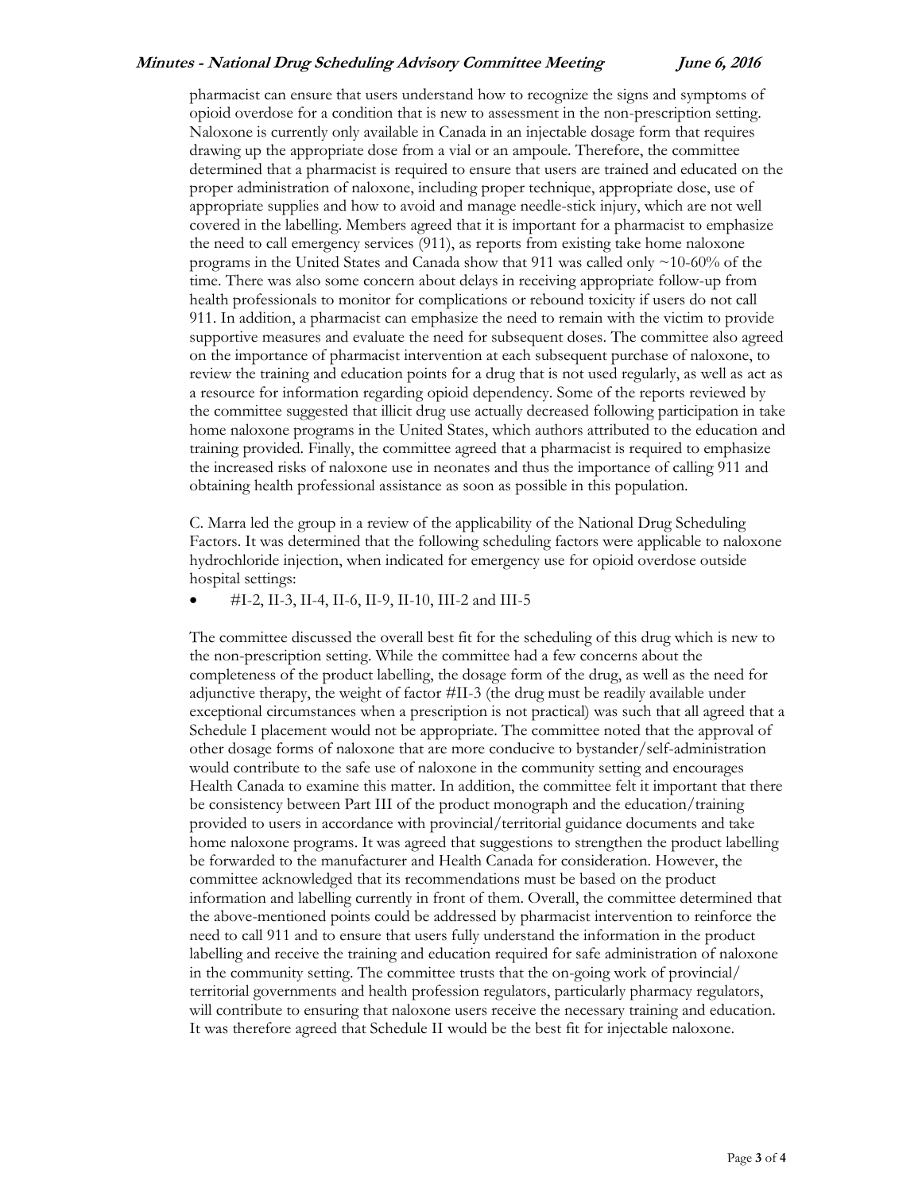pharmacist can ensure that users understand how to recognize the signs and symptoms of opioid overdose for a condition that is new to assessment in the non-prescription setting. Naloxone is currently only available in Canada in an injectable dosage form that requires drawing up the appropriate dose from a vial or an ampoule. Therefore, the committee determined that a pharmacist is required to ensure that users are trained and educated on the proper administration of naloxone, including proper technique, appropriate dose, use of appropriate supplies and how to avoid and manage needle-stick injury, which are not well covered in the labelling. Members agreed that it is important for a pharmacist to emphasize the need to call emergency services (911), as reports from existing take home naloxone programs in the United States and Canada show that 911 was called only ~10-60% of the time. There was also some concern about delays in receiving appropriate follow-up from health professionals to monitor for complications or rebound toxicity if users do not call 911. In addition, a pharmacist can emphasize the need to remain with the victim to provide supportive measures and evaluate the need for subsequent doses. The committee also agreed on the importance of pharmacist intervention at each subsequent purchase of naloxone, to review the training and education points for a drug that is not used regularly, as well as act as a resource for information regarding opioid dependency. Some of the reports reviewed by the committee suggested that illicit drug use actually decreased following participation in take home naloxone programs in the United States, which authors attributed to the education and training provided. Finally, the committee agreed that a pharmacist is required to emphasize the increased risks of naloxone use in neonates and thus the importance of calling 911 and obtaining health professional assistance as soon as possible in this population.

C. Marra led the group in a review of the applicability of the National Drug Scheduling Factors. It was determined that the following scheduling factors were applicable to naloxone hydrochloride injection, when indicated for emergency use for opioid overdose outside hospital settings:

- #I-2, II-3, II-4, II-6, II-9, II-10, III-2 and III-5

The committee discussed the overall best fit for the scheduling of this drug which is new to the non-prescription setting. While the committee had a few concerns about the completeness of the product labelling, the dosage form of the drug, as well as the need for adjunctive therapy, the weight of factor #II-3 (the drug must be readily available under exceptional circumstances when a prescription is not practical) was such that all agreed that a Schedule I placement would not be appropriate. The committee noted that the approval of other dosage forms of naloxone that are more conducive to bystander/self-administration would contribute to the safe use of naloxone in the community setting and encourages Health Canada to examine this matter. In addition, the committee felt it important that there be consistency between Part III of the product monograph and the education/training provided to users in accordance with provincial/territorial guidance documents and take home naloxone programs. It was agreed that suggestions to strengthen the product labelling be forwarded to the manufacturer and Health Canada for consideration. However, the committee acknowledged that its recommendations must be based on the product information and labelling currently in front of them. Overall, the committee determined that the above-mentioned points could be addressed by pharmacist intervention to reinforce the need to call 911 and to ensure that users fully understand the information in the product labelling and receive the training and education required for safe administration of naloxone in the community setting. The committee trusts that the on-going work of provincial/territorial governments and health profession regulators, particularly pharmacy regulators, will contribute to ensuring that naloxone users receive the necessary training and education. It was therefore agreed that Schedule II would be the best fit for injectable naloxone.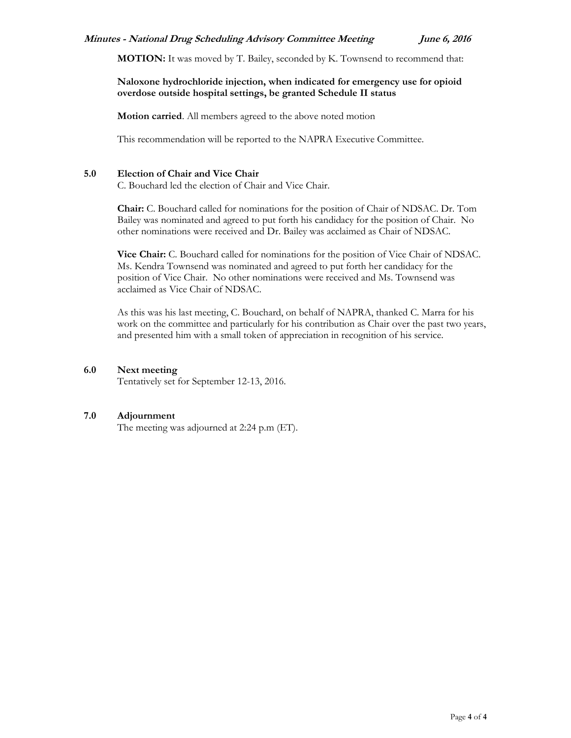**MOTION:** It was moved by T. Bailey, seconded by K. Townsend to recommend that:

**Naloxone hydrochloride injection, when indicated for emergency use for opioid overdose outside hospital settings, be granted Schedule II status**

**Motion carried**. All members agreed to the above noted motion

This recommendation will be reported to the NAPRA Executive Committee.

## 5.0 Election of Chair and Vice Chair

C. Bouchard led the election of Chair and Vice Chair.

**Chair:** C. Bouchard called for nominations for the position of Chair of NDSAC. Dr. Tom Bailey was nominated and agreed to put forth his candidacy for the position of Chair. No other nominations were received and Dr. Bailey was acclaimed as Chair of NDSAC.

**Vice Chair:** C. Bouchard called for nominations for the position of Vice Chair of NDSAC. Ms. Kendra Townsend was nominated and agreed to put forth her candidacy for the position of Vice Chair. No other nominations were received and Ms. Townsend was acclaimed as Vice Chair of NDSAC.

As this was his last meeting, C. Bouchard, on behalf of NAPRA, thanked C. Marra for his work on the committee and particularly for his contribution as Chair over the past two years, and presented him with a small token of appreciation in recognition of his service.

## 6.0 Next meeting

Tentatively set for September 12-13, 2016.

## 7.0 Adjournment

The meeting was adjourned at 2:24 p.m (ET).